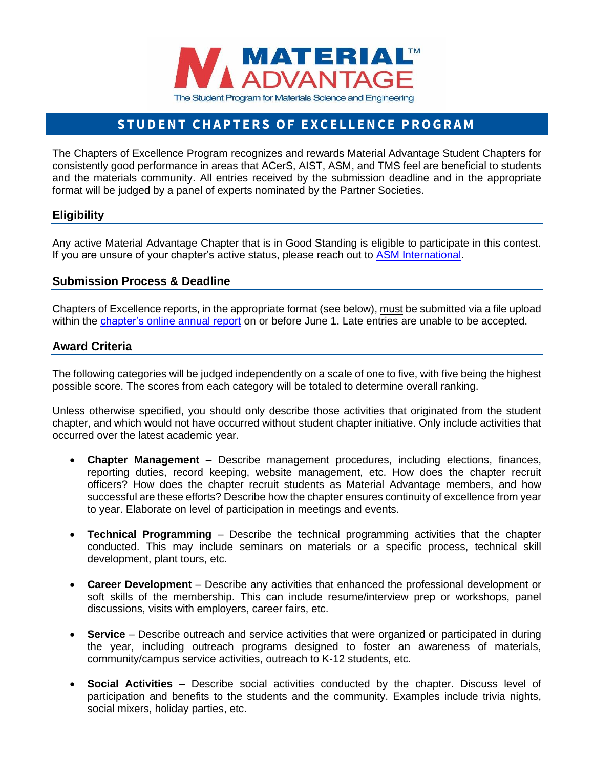# STUDENT CHAPTERS OF EXCELLENCE PROGRAM

The Chapters of Excellence Program recognizes and rewards Material Advantage Student Chapters for consistently good performance in areas that ACerS, AIST, ASM, and TMS feel are beneficial to students and the materials community. All entries received by the submission deadline and in the appropriate format will be judged by a panel of experts nominated by the Partner Societies.

## Eligibility

Any active Material Advantage Chapter that is in Good Standing is eligible to participate in this contest. If you are unsure of your chapter's active status, please reach out to ASM International.

## Submission Process & Deadline

Chapters of Excellence reports, in the appropriate format (see below), must be submitted via a file upload within the chapter's online annual report on or before June 1. Late entries are unable to be accepted.

## Award Criteria

The following categories will be judged independently on a scale of one to five, with five being the highest possible score. The scores from each category will be totaled to determine overall ranking.

Unless otherwise specified, you should only describe those activities that originated from the student chapter, and which would not have occurred without student chapter initiative. Only include activities that occurred over the latest academic year.

- **Chapter Management** – Describe management procedures, including elections, finances, reporting duties, record keeping, website management, etc. How does the chapter recruit officers? How does the chapter recruit students as Material Advantage members, and how successful are these efforts? Describe how the chapter ensures continuity of excellence from year to year. Elaborate on level of participation in meetings and events.

- **Technical Programming** – Describe the technical programming activities that the chapter conducted. This may include seminars on materials or a specific process, technical skill development, plant tours, etc.

- **Career Development** – Describe any activities that enhanced the professional development or soft skills of the membership. This can include resume/interview prep or workshops, panel discussions, visits with employers, career fairs, etc.

- **Service** – Describe outreach and service activities that were organized or participated in during the year, including outreach programs designed to foster an awareness of materials, community/campus service activities, outreach to K-12 students, etc.

- **Social Activities** – Describe social activities conducted by the chapter. Discuss level of participation and benefits to the students and the community. Examples include trivia nights, social mixers, holiday parties, etc.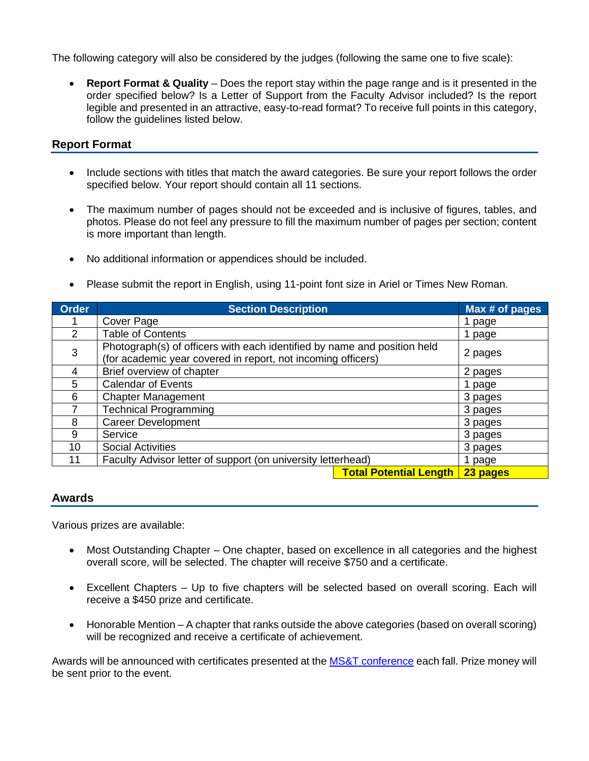The following category will also be considered by the judges (following the same one to five scale):

- **Report Format & Quality** – Does the report stay within the page range and is it presented in the order specified below? Is a Letter of Support from the Faculty Advisor included? Is the report legible and presented in an attractive, easy-to-read format? To receive full points in this category, follow the guidelines listed below.

## Report Format

- Include sections with titles that match the award categories. Be sure your report follows the order specified below. Your report should contain all 11 sections.
- The maximum number of pages should not be exceeded and is inclusive of figures, tables, and photos. Please do not feel any pressure to fill the maximum number of pages per section; content is more important than length.
- No additional information or appendices should be included.
- Please submit the report in English, using 11-point font size in Ariel or Times New Roman.

| Order | Section Description | Max # of pages |
|---|---|---|
| 1 | Cover Page | 1 page |
| 2 | Table of Contents | 1 page |
| 3 | Photograph(s) of officers with each identified by name and position held (for academic year covered in report, not incoming officers) | 2 pages |
| 4 | Brief overview of chapter | 2 pages |
| 5 | Calendar of Events | 1 page |
| 6 | Chapter Management | 3 pages |
| 7 | Technical Programming | 3 pages |
| 8 | Career Development | 3 pages |
| 9 | Service | 3 pages |
| 10 | Social Activities | 3 pages |
| 11 | Faculty Advisor letter of support (on university letterhead) | 1 page |
| | **Total Potential Length** | **23 pages** |

## Awards

Various prizes are available:

- Most Outstanding Chapter – One chapter, based on excellence in all categories and the highest overall score, will be selected. The chapter will receive $750 and a certificate.
- Excellent Chapters – Up to five chapters will be selected based on overall scoring. Each will receive a $450 prize and certificate.
- Honorable Mention – A chapter that ranks outside the above categories (based on overall scoring) will be recognized and receive a certificate of achievement.

Awards will be announced with certificates presented at the MS&T conference each fall. Prize money will be sent prior to the event.